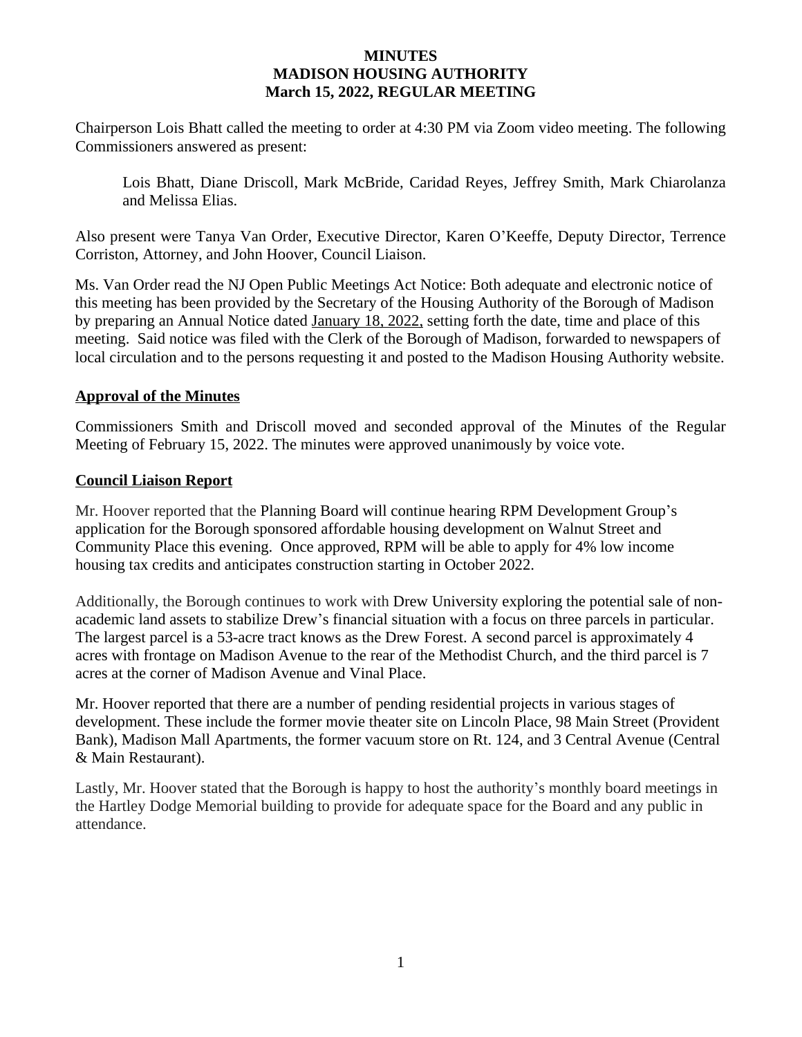**MINUTES**
**MADISON HOUSING AUTHORITY**
**March 15, 2022, REGULAR MEETING**

Chairperson Lois Bhatt called the meeting to order at 4:30 PM via Zoom video meeting. The following Commissioners answered as present:

> Lois Bhatt, Diane Driscoll, Mark McBride, Caridad Reyes, Jeffrey Smith, Mark Chiarolanza and Melissa Elias.

Also present were Tanya Van Order, Executive Director, Karen O'Keeffe, Deputy Director, Terrence Corriston, Attorney, and John Hoover, Council Liaison.

Ms. Van Order read the NJ Open Public Meetings Act Notice: Both adequate and electronic notice of this meeting has been provided by the Secretary of the Housing Authority of the Borough of Madison by preparing an Annual Notice dated January 18, 2022, setting forth the date, time and place of this meeting. Said notice was filed with the Clerk of the Borough of Madison, forwarded to newspapers of local circulation and to the persons requesting it and posted to the Madison Housing Authority website.

**Approval of the Minutes**

Commissioners Smith and Driscoll moved and seconded approval of the Minutes of the Regular Meeting of February 15, 2022. The minutes were approved unanimously by voice vote.

**Council Liaison Report**

Mr. Hoover reported that the Planning Board will continue hearing RPM Development Group's application for the Borough sponsored affordable housing development on Walnut Street and Community Place this evening. Once approved, RPM will be able to apply for 4% low income housing tax credits and anticipates construction starting in October 2022.

Additionally, the Borough continues to work with Drew University exploring the potential sale of non-academic land assets to stabilize Drew's financial situation with a focus on three parcels in particular. The largest parcel is a 53-acre tract knows as the Drew Forest. A second parcel is approximately 4 acres with frontage on Madison Avenue to the rear of the Methodist Church, and the third parcel is 7 acres at the corner of Madison Avenue and Vinal Place.

Mr. Hoover reported that there are a number of pending residential projects in various stages of development. These include the former movie theater site on Lincoln Place, 98 Main Street (Provident Bank), Madison Mall Apartments, the former vacuum store on Rt. 124, and 3 Central Avenue (Central & Main Restaurant).

Lastly, Mr. Hoover stated that the Borough is happy to host the authority's monthly board meetings in the Hartley Dodge Memorial building to provide for adequate space for the Board and any public in attendance.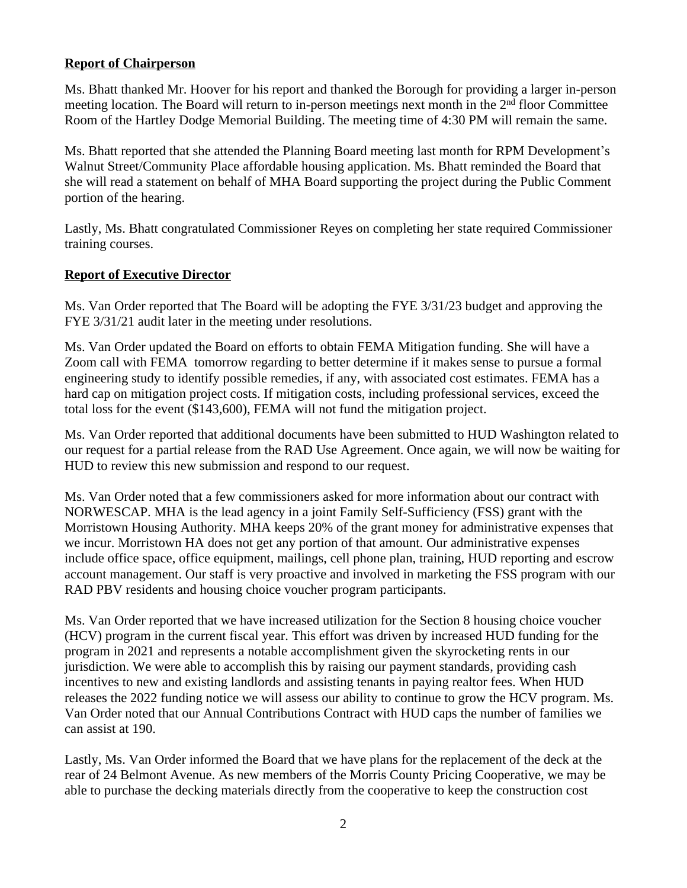## **Report of Chairperson**

Ms. Bhatt thanked Mr. Hoover for his report and thanked the Borough for providing a larger in-person meeting location. The Board will return to in-person meetings next month in the 2nd floor Committee Room of the Hartley Dodge Memorial Building. The meeting time of 4:30 PM will remain the same.

Ms. Bhatt reported that she attended the Planning Board meeting last month for RPM Development's Walnut Street/Community Place affordable housing application. Ms. Bhatt reminded the Board that she will read a statement on behalf of MHA Board supporting the project during the Public Comment portion of the hearing.

Lastly, Ms. Bhatt congratulated Commissioner Reyes on completing her state required Commissioner training courses.

## **Report of Executive Director**

Ms. Van Order reported that The Board will be adopting the FYE 3/31/23 budget and approving the FYE 3/31/21 audit later in the meeting under resolutions.

Ms. Van Order updated the Board on efforts to obtain FEMA Mitigation funding. She will have a Zoom call with FEMA tomorrow regarding to better determine if it makes sense to pursue a formal engineering study to identify possible remedies, if any, with associated cost estimates. FEMA has a hard cap on mitigation project costs. If mitigation costs, including professional services, exceed the total loss for the event ($143,600), FEMA will not fund the mitigation project.

Ms. Van Order reported that additional documents have been submitted to HUD Washington related to our request for a partial release from the RAD Use Agreement. Once again, we will now be waiting for HUD to review this new submission and respond to our request.

Ms. Van Order noted that a few commissioners asked for more information about our contract with NORWESCAP. MHA is the lead agency in a joint Family Self-Sufficiency (FSS) grant with the Morristown Housing Authority. MHA keeps 20% of the grant money for administrative expenses that we incur. Morristown HA does not get any portion of that amount. Our administrative expenses include office space, office equipment, mailings, cell phone plan, training, HUD reporting and escrow account management. Our staff is very proactive and involved in marketing the FSS program with our RAD PBV residents and housing choice voucher program participants.

Ms. Van Order reported that we have increased utilization for the Section 8 housing choice voucher (HCV) program in the current fiscal year. This effort was driven by increased HUD funding for the program in 2021 and represents a notable accomplishment given the skyrocketing rents in our jurisdiction. We were able to accomplish this by raising our payment standards, providing cash incentives to new and existing landlords and assisting tenants in paying realtor fees. When HUD releases the 2022 funding notice we will assess our ability to continue to grow the HCV program. Ms. Van Order noted that our Annual Contributions Contract with HUD caps the number of families we can assist at 190.

Lastly, Ms. Van Order informed the Board that we have plans for the replacement of the deck at the rear of 24 Belmont Avenue. As new members of the Morris County Pricing Cooperative, we may be able to purchase the decking materials directly from the cooperative to keep the construction cost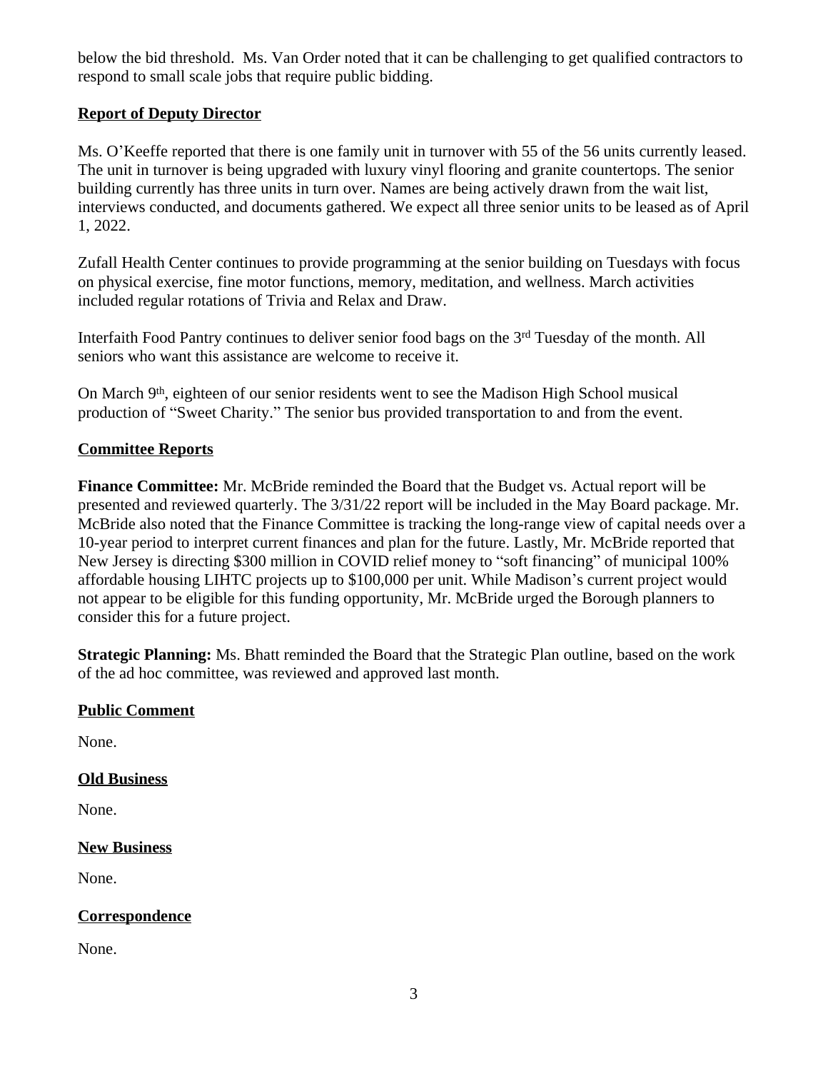below the bid threshold.  Ms. Van Order noted that it can be challenging to get qualified contractors to respond to small scale jobs that require public bidding.

**Report of Deputy Director**

Ms. O'Keeffe reported that there is one family unit in turnover with 55 of the 56 units currently leased. The unit in turnover is being upgraded with luxury vinyl flooring and granite countertops. The senior building currently has three units in turn over. Names are being actively drawn from the wait list, interviews conducted, and documents gathered. We expect all three senior units to be leased as of April 1, 2022.

Zufall Health Center continues to provide programming at the senior building on Tuesdays with focus on physical exercise, fine motor functions, memory, meditation, and wellness. March activities included regular rotations of Trivia and Relax and Draw.

Interfaith Food Pantry continues to deliver senior food bags on the 3rd Tuesday of the month. All seniors who want this assistance are welcome to receive it.

On March 9th, eighteen of our senior residents went to see the Madison High School musical production of "Sweet Charity." The senior bus provided transportation to and from the event.

**Committee Reports**

**Finance Committee:** Mr. McBride reminded the Board that the Budget vs. Actual report will be presented and reviewed quarterly. The 3/31/22 report will be included in the May Board package. Mr. McBride also noted that the Finance Committee is tracking the long-range view of capital needs over a 10-year period to interpret current finances and plan for the future. Lastly, Mr. McBride reported that New Jersey is directing $300 million in COVID relief money to "soft financing" of municipal 100% affordable housing LIHTC projects up to $100,000 per unit. While Madison's current project would not appear to be eligible for this funding opportunity, Mr. McBride urged the Borough planners to consider this for a future project.

**Strategic Planning:** Ms. Bhatt reminded the Board that the Strategic Plan outline, based on the work of the ad hoc committee, was reviewed and approved last month.

**Public Comment**

None.

**Old Business**

None.

**New Business**

None.

**Correspondence**

None.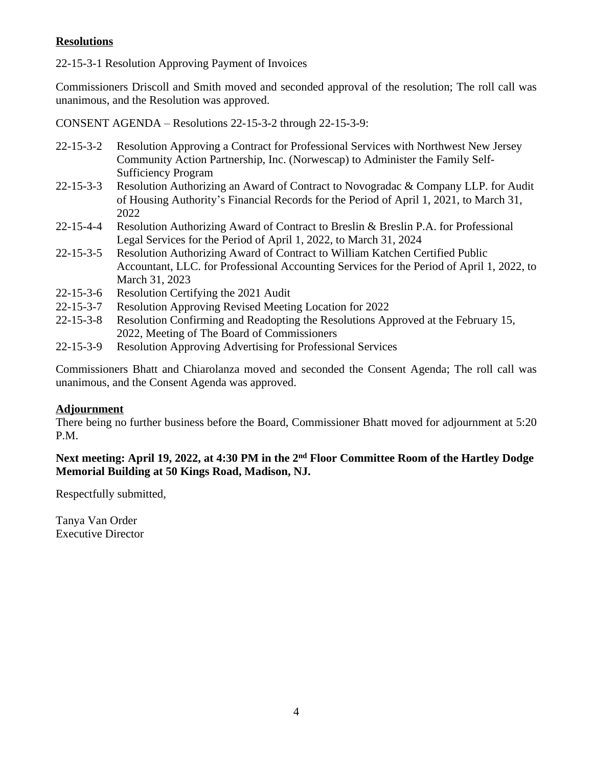**Resolutions**

22-15-3-1 Resolution Approving Payment of Invoices

Commissioners Driscoll and Smith moved and seconded approval of the resolution; The roll call was unanimous, and the Resolution was approved.

CONSENT AGENDA – Resolutions 22-15-3-2 through 22-15-3-9:

- 22-15-3-2 Resolution Approving a Contract for Professional Services with Northwest New Jersey Community Action Partnership, Inc. (Norwescap) to Administer the Family Self-Sufficiency Program
- 22-15-3-3 Resolution Authorizing an Award of Contract to Novogradac & Company LLP. for Audit of Housing Authority's Financial Records for the Period of April 1, 2021, to March 31, 2022
- 22-15-4-4 Resolution Authorizing Award of Contract to Breslin & Breslin P.A. for Professional Legal Services for the Period of April 1, 2022, to March 31, 2024
- 22-15-3-5 Resolution Authorizing Award of Contract to William Katchen Certified Public Accountant, LLC. for Professional Accounting Services for the Period of April 1, 2022, to March 31, 2023
- 22-15-3-6 Resolution Certifying the 2021 Audit
- 22-15-3-7 Resolution Approving Revised Meeting Location for 2022
- 22-15-3-8 Resolution Confirming and Readopting the Resolutions Approved at the February 15, 2022, Meeting of The Board of Commissioners
- 22-15-3-9 Resolution Approving Advertising for Professional Services

Commissioners Bhatt and Chiarolanza moved and seconded the Consent Agenda; The roll call was unanimous, and the Consent Agenda was approved.

**Adjournment**

There being no further business before the Board, Commissioner Bhatt moved for adjournment at 5:20 P.M.

**Next meeting: April 19, 2022, at 4:30 PM in the 2nd Floor Committee Room of the Hartley Dodge Memorial Building at 50 Kings Road, Madison, NJ.**

Respectfully submitted,

Tanya Van Order
Executive Director